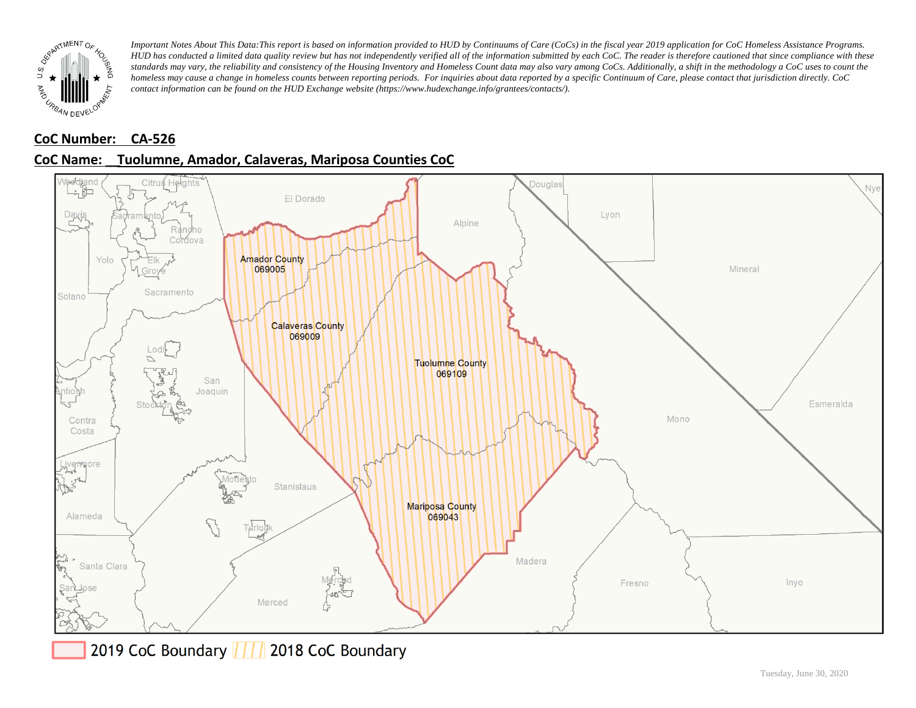*Important Notes About This Data:This report is based on information provided to HUD by Continuums of Care (CoCs) in the fiscal year 2019 application for CoC Homeless Assistance Programs. HUD has conducted a limited data quality review but has not independently verified all of the information submitted by each CoC. The reader is therefore cautioned that since compliance with these standards may vary, the reliability and consistency of the Housing Inventory and Homeless Count data may also vary among CoCs. Additionally, a shift in the methodology a CoC uses to count the homeless may cause a change in homeless counts between reporting periods. For inquiries about data reported by a specific Continuum of Care, please contact that jurisdiction directly. CoC contact information can be found on the HUD Exchange website (https://www.hudexchange.info/grantees/contacts/).*

**CoC Number: CA-526**

**CoC Name: Tuolumne, Amador, Calaveras, Mariposa Counties CoC**

2019 CoC Boundary | 2018 CoC Boundary

Tuesday, June 30, 2020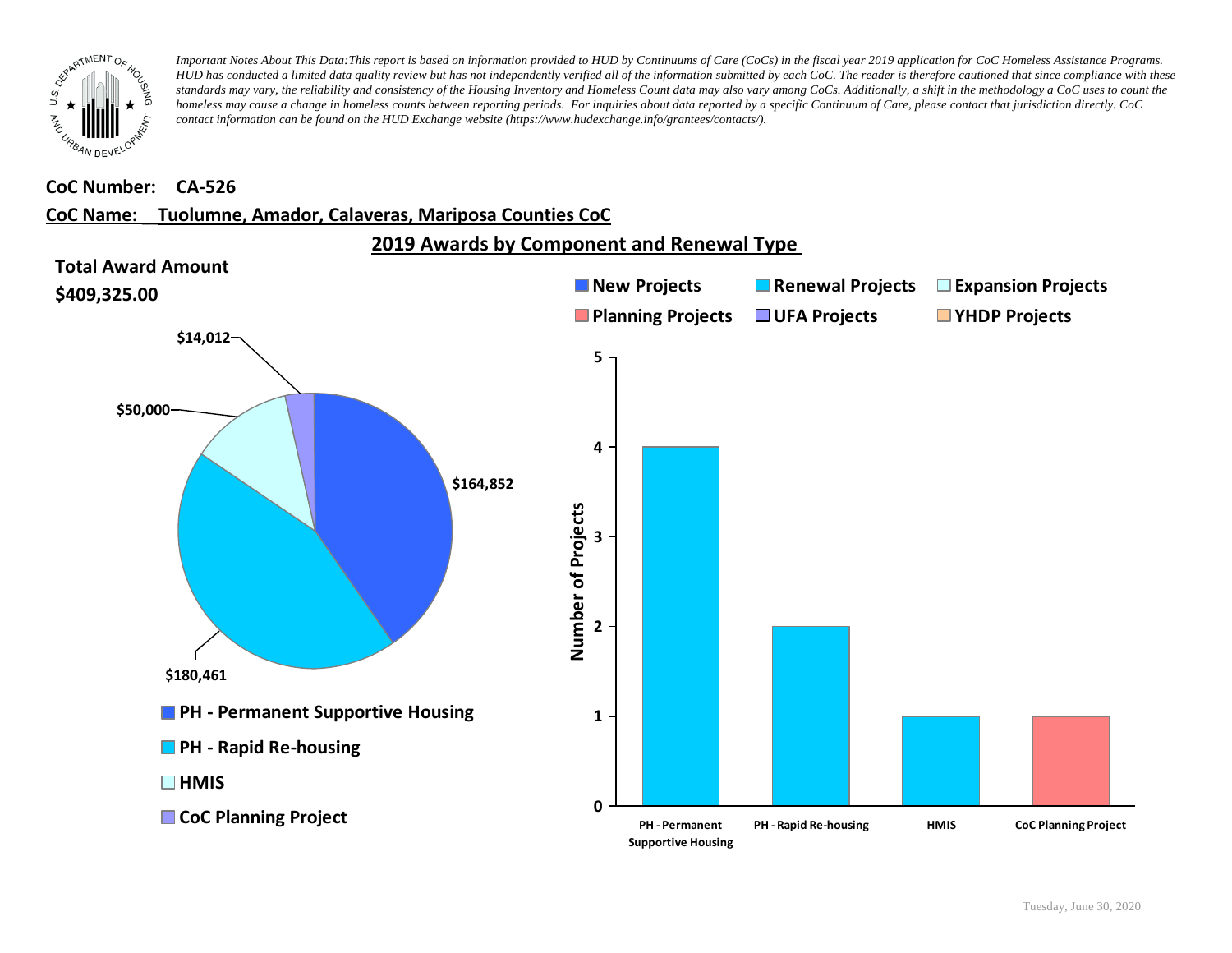*Important Notes About This Data:This report is based on information provided to HUD by Continuums of Care (CoCs) in the fiscal year 2019 application for CoC Homeless Assistance Programs. HUD has conducted a limited data quality review but has not independently verified all of the information submitted by each CoC. The reader is therefore cautioned that since compliance with these standards may vary, the reliability and consistency of the Housing Inventory and Homeless Count data may also vary among CoCs. Additionally, a shift in the methodology a CoC uses to count the homeless may cause a change in homeless counts between reporting periods. For inquiries about data reported by a specific Continuum of Care, please contact that jurisdiction directly. CoC contact information can be found on the HUD Exchange website (https://www.hudexchange.info/grantees/contacts/).*

**CoC Number: CA-526**

**CoC Name: Tuolumne, Amador, Calaveras, Mariposa Counties CoC**

## 2019 Awards by Component and Renewal Type

**Total Award Amount**
**$409,325.00**

| Component | Award Amount |
|---|---|
| PH - Permanent Supportive Housing | $164,852 |
| PH - Rapid Re-housing | $180,461 |
| HMIS | $50,000 |
| CoC Planning Project | $14,012 |

| Component | Number of Projects | Project Type |
|---|---|---|
| PH - Permanent Supportive Housing | 4 | Renewal Projects |
| PH - Rapid Re-housing | 2 | Renewal Projects |
| HMIS | 1 | Renewal Projects |
| CoC Planning Project | 1 | Planning Projects |

Legend: New Projects, Renewal Projects, Expansion Projects, Planning Projects, UFA Projects, YHDP Projects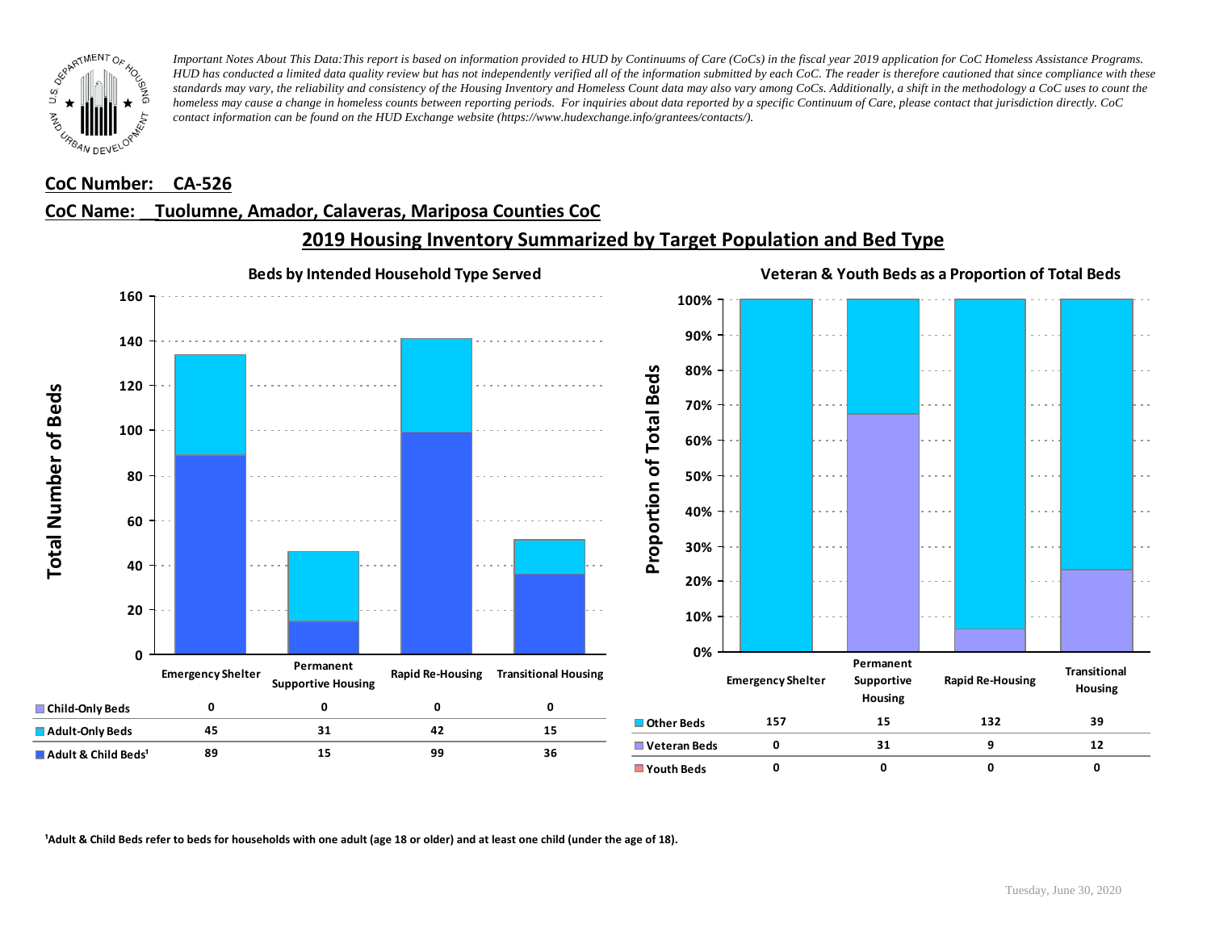*Important Notes About This Data:This report is based on information provided to HUD by Continuums of Care (CoCs) in the fiscal year 2019 application for CoC Homeless Assistance Programs. HUD has conducted a limited data quality review but has not independently verified all of the information submitted by each CoC. The reader is therefore cautioned that since compliance with these standards may vary, the reliability and consistency of the Housing Inventory and Homeless Count data may also vary among CoCs. Additionally, a shift in the methodology a CoC uses to count the homeless may cause a change in homeless counts between reporting periods. For inquiries about data reported by a specific Continuum of Care, please contact that jurisdiction directly. CoC contact information can be found on the HUD Exchange website (https://www.hudexchange.info/grantees/contacts/).*

**CoC Number: CA-526**

**CoC Name: Tuolumne, Amador, Calaveras, Mariposa Counties CoC**

## 2019 Housing Inventory Summarized by Target Population and Bed Type

### Beds by Intended Household Type Served

| | Emergency Shelter | Permanent Supportive Housing | Rapid Re-Housing | Transitional Housing |
|---|---|---|---|---|
| Child-Only Beds | 0 | 0 | 0 | 0 |
| Adult-Only Beds | 45 | 31 | 42 | 15 |
| Adult & Child Beds[1] | 89 | 15 | 99 | 36 |

### Veteran & Youth Beds as a Proportion of Total Beds

| | Emergency Shelter | Permanent Supportive Housing | Rapid Re-Housing | Transitional Housing |
|---|---|---|---|---|
| Other Beds | 157 | 15 | 132 | 39 |
| Veteran Beds | 0 | 31 | 9 | 12 |
| Youth Beds | 0 | 0 | 0 | 0 |

[1]Adult & Child Beds refer to beds for households with one adult (age 18 or older) and at least one child (under the age of 18).

Tuesday, June 30, 2020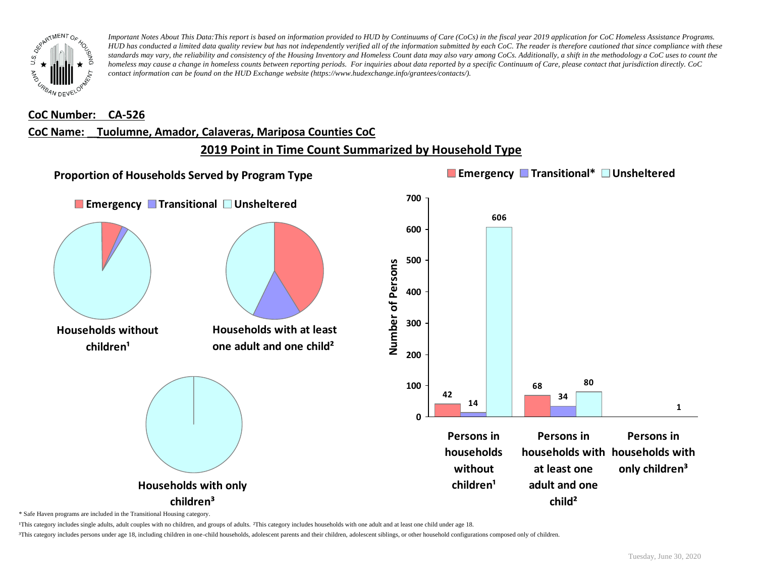*Important Notes About This Data:This report is based on information provided to HUD by Continuums of Care (CoCs) in the fiscal year 2019 application for CoC Homeless Assistance Programs. HUD has conducted a limited data quality review but has not independently verified all of the information submitted by each CoC. The reader is therefore cautioned that since compliance with these standards may vary, the reliability and consistency of the Housing Inventory and Homeless Count data may also vary among CoCs. Additionally, a shift in the methodology a CoC uses to count the homeless may cause a change in homeless counts between reporting periods. For inquiries about data reported by a specific Continuum of Care, please contact that jurisdiction directly. CoC contact information can be found on the HUD Exchange website (https://www.hudexchange.info/grantees/contacts/).*

**CoC Number: CA-526**

**CoC Name: Tuolumne, Amador, Calaveras, Mariposa Counties CoC**

## 2019 Point in Time Count Summarized by Household Type

### Proportion of Households Served by Program Type

Emergency | Transitional | Unsheltered

- Households without children¹
- Households with at least one adult and one child²
- Households with only children³

| | Emergency | Transitional* | Unsheltered |
|---|---|---|---|
| Persons in households without children¹ | 42 | 14 | 606 |
| Persons in households with at least one adult and one child² | 68 | 34 | 80 |
| Persons in households with only children³ | | | 1 |

\* Safe Haven programs are included in the Transitional Housing category.

¹This category includes single adults, adult couples with no children, and groups of adults. ²This category includes households with one adult and at least one child under age 18.

³This category includes persons under age 18, including children in one-child households, adolescent parents and their children, adolescent siblings, or other household configurations composed only of children.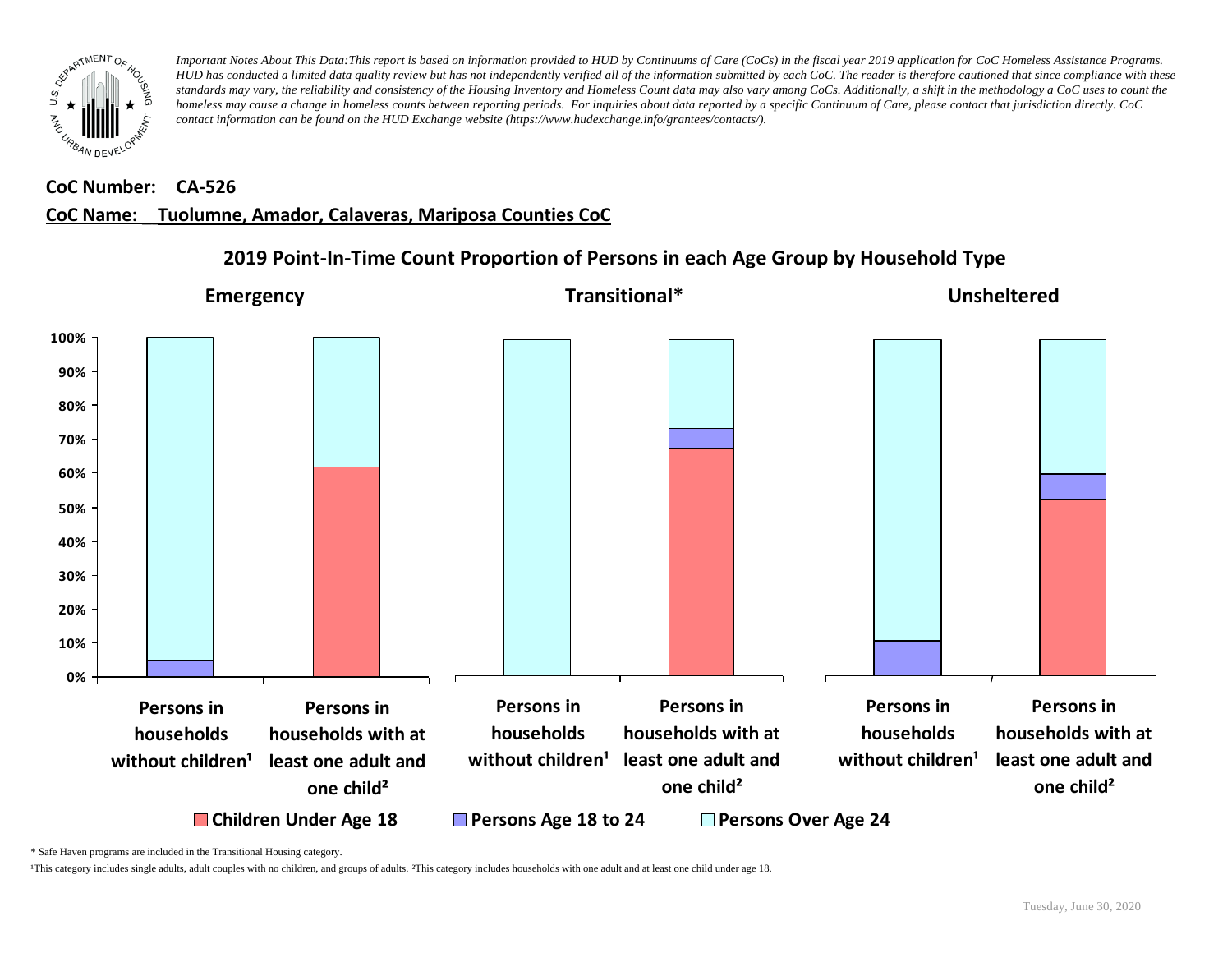*Important Notes About This Data:This report is based on information provided to HUD by Continuums of Care (CoCs) in the fiscal year 2019 application for CoC Homeless Assistance Programs. HUD has conducted a limited data quality review but has not independently verified all of the information submitted by each CoC. The reader is therefore cautioned that since compliance with these standards may vary, the reliability and consistency of the Housing Inventory and Homeless Count data may also vary among CoCs. Additionally, a shift in the methodology a CoC uses to count the homeless may cause a change in homeless counts between reporting periods. For inquiries about data reported by a specific Continuum of Care, please contact that jurisdiction directly. CoC contact information can be found on the HUD Exchange website (https://www.hudexchange.info/grantees/contacts/).*

**CoC Number: CA-526**

**CoC Name: Tuolumne, Amador, Calaveras, Mariposa Counties CoC**

## 2019 Point-In-Time Count Proportion of Persons in each Age Group by Household Type

**Emergency** | **Transitional*** | **Unsheltered**

100% | 90% | 80% | 70% | 60% | 50% | 40% | 30% | 20% | 10% | 0%

Persons in households without children¹ | Persons in households with at least one adult and one child²

Persons in households without children¹ | Persons in households with at least one adult and one child²

Persons in households without children¹ | Persons in households with at least one adult and one child²

Children Under Age 18 | Persons Age 18 to 24 | Persons Over Age 24

\* Safe Haven programs are included in the Transitional Housing category.

¹This category includes single adults, adult couples with no children, and groups of adults. ²This category includes households with one adult and at least one child under age 18.

Tuesday, June 30, 2020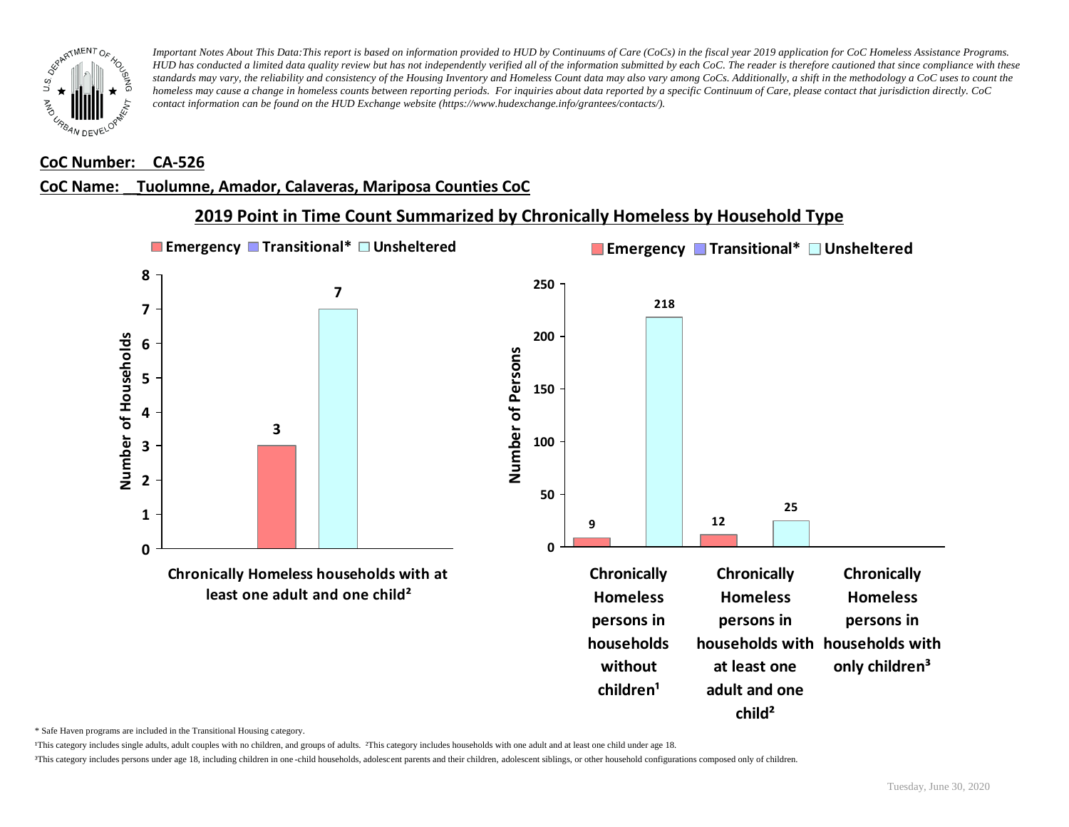*Important Notes About This Data:This report is based on information provided to HUD by Continuums of Care (CoCs) in the fiscal year 2019 application for CoC Homeless Assistance Programs. HUD has conducted a limited data quality review but has not independently verified all of the information submitted by each CoC. The reader is therefore cautioned that since compliance with these standards may vary, the reliability and consistency of the Housing Inventory and Homeless Count data may also vary among CoCs. Additionally, a shift in the methodology a CoC uses to count the homeless may cause a change in homeless counts between reporting periods. For inquiries about data reported by a specific Continuum of Care, please contact that jurisdiction directly. CoC contact information can be found on the HUD Exchange website (https://www.hudexchange.info/grantees/contacts/).*

**CoC Number: CA-526**

**CoC Name: Tuolumne, Amador, Calaveras, Mariposa Counties CoC**

## 2019 Point in Time Count Summarized by Chronically Homeless by Household Type

**Number of Households**

| | Emergency | Transitional* | Unsheltered |
|---|---|---|---|
| Chronically Homeless households with at least one adult and one child² | 3 | | 7 |

**Number of Persons**

| | Emergency | Transitional* | Unsheltered |
|---|---|---|---|
| Chronically Homeless persons in households without children¹ | 9 | | 218 |
| Chronically Homeless persons in households with at least one adult and one child² | 12 | | 25 |
| Chronically Homeless persons in households with only children³ | | | |

* Safe Haven programs are included in the Transitional Housing category.

¹This category includes single adults, adult couples with no children, and groups of adults. ²This category includes households with one adult and at least one child under age 18.

³This category includes persons under age 18, including children in one-child households, adolescent parents and their children, adolescent siblings, or other household configurations composed only of children.

Tuesday, June 30, 2020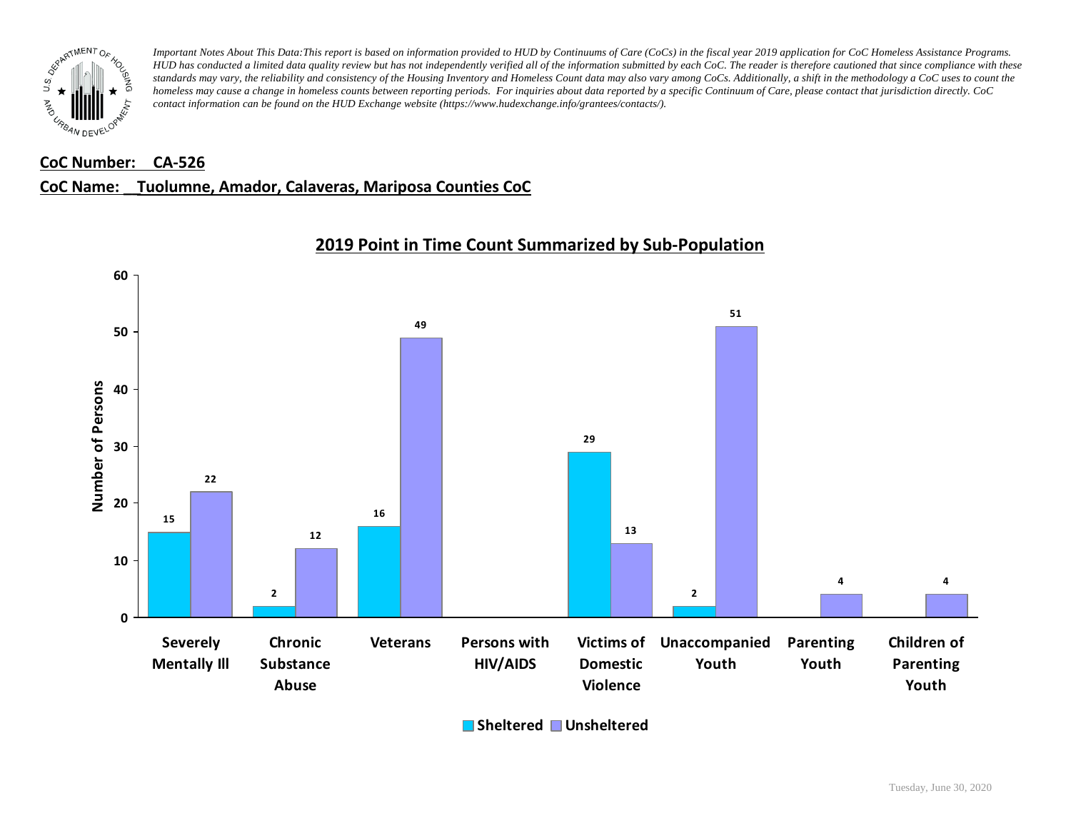*Important Notes About This Data:This report is based on information provided to HUD by Continuums of Care (CoCs) in the fiscal year 2019 application for CoC Homeless Assistance Programs. HUD has conducted a limited data quality review but has not independently verified all of the information submitted by each CoC. The reader is therefore cautioned that since compliance with these standards may vary, the reliability and consistency of the Housing Inventory and Homeless Count data may also vary among CoCs. Additionally, a shift in the methodology a CoC uses to count the homeless may cause a change in homeless counts between reporting periods. For inquiries about data reported by a specific Continuum of Care, please contact that jurisdiction directly. CoC contact information can be found on the HUD Exchange website (https://www.hudexchange.info/grantees/contacts/).*

**CoC Number: CA-526**

**CoC Name: Tuolumne, Amador, Calaveras, Mariposa Counties CoC**

## 2019 Point in Time Count Summarized by Sub-Population

Number of Persons

0
10
20
30
40
50
60

15
22
2
12
16
49
29
13
2
51
4
4

Severely Mentally Ill
Chronic Substance Abuse
Veterans
Persons with HIV/AIDS
Victims of Domestic Violence
Unaccompanied Youth
Parenting Youth
Children of Parenting Youth

Sheltered
Unsheltered

Tuesday, June 30, 2020